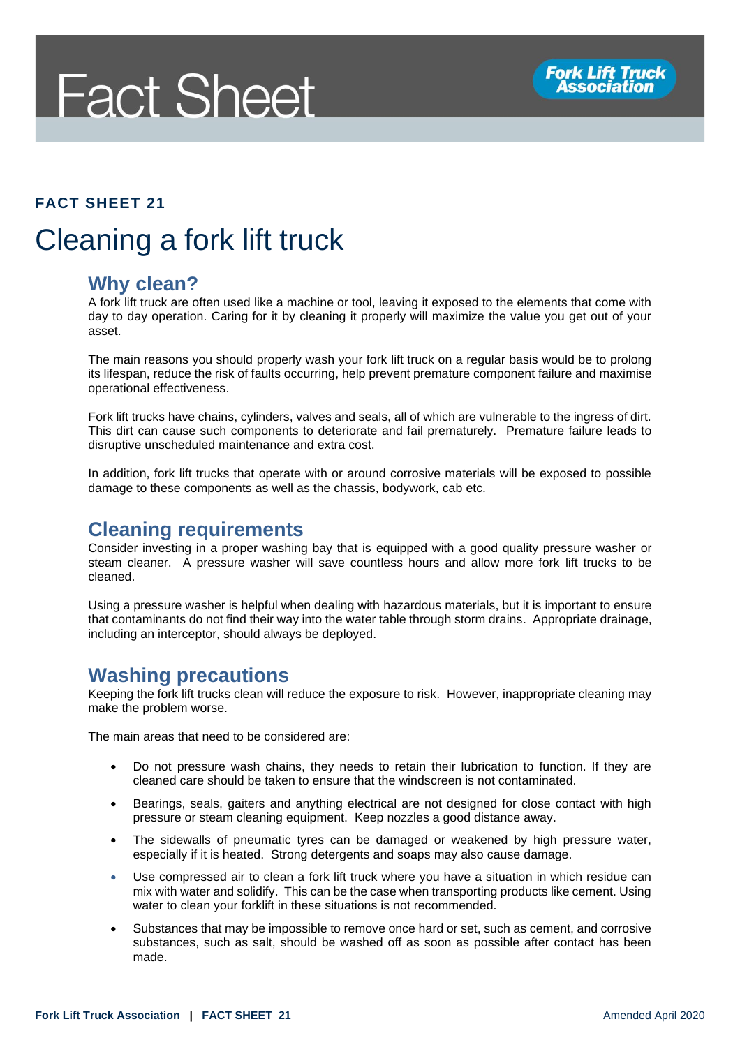# Fact Sheet

**FACT SHEET 21**

# Cleaning a fork lift truck

## Why clean?

A fork lift truck are often used like a machine or tool, leaving it exposed to the elements that come with day to day operation. Caring for it by cleaning it properly will maximize the value you get out of your asset.

The main reasons you should properly wash your fork lift truck on a regular basis would be to prolong its lifespan, reduce the risk of faults occurring, help prevent premature component failure and maximise operational effectiveness.

Fork lift trucks have chains, cylinders, valves and seals, all of which are vulnerable to the ingress of dirt. This dirt can cause such components to deteriorate and fail prematurely. Premature failure leads to disruptive unscheduled maintenance and extra cost.

In addition, fork lift trucks that operate with or around corrosive materials will be exposed to possible damage to these components as well as the chassis, bodywork, cab etc.

## Cleaning requirements

Consider investing in a proper washing bay that is equipped with a good quality pressure washer or steam cleaner. A pressure washer will save countless hours and allow more fork lift trucks to be cleaned.

Using a pressure washer is helpful when dealing with hazardous materials, but it is important to ensure that contaminants do not find their way into the water table through storm drains. Appropriate drainage, including an interceptor, should always be deployed.

## Washing precautions

Keeping the fork lift trucks clean will reduce the exposure to risk. However, inappropriate cleaning may make the problem worse.

The main areas that need to be considered are:

- Do not pressure wash chains, they needs to retain their lubrication to function. If they are cleaned care should be taken to ensure that the windscreen is not contaminated.
- Bearings, seals, gaiters and anything electrical are not designed for close contact with high pressure or steam cleaning equipment. Keep nozzles a good distance away.
- The sidewalls of pneumatic tyres can be damaged or weakened by high pressure water, especially if it is heated. Strong detergents and soaps may also cause damage.
- Use compressed air to clean a fork lift truck where you have a situation in which residue can mix with water and solidify. This can be the case when transporting products like cement. Using water to clean your forklift in these situations is not recommended.
- Substances that may be impossible to remove once hard or set, such as cement, and corrosive substances, such as salt, should be washed off as soon as possible after contact has been made.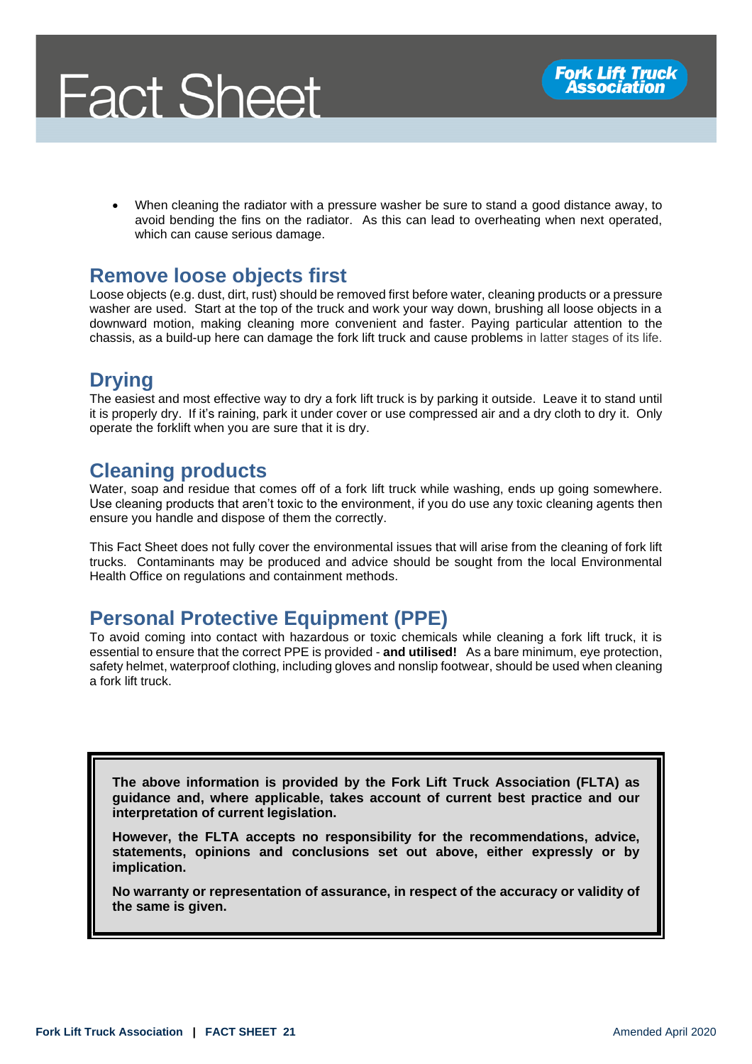- When cleaning the radiator with a pressure washer be sure to stand a good distance away, to avoid bending the fins on the radiator. As this can lead to overheating when next operated, which can cause serious damage.

## Remove loose objects first

Loose objects (e.g. dust, dirt, rust) should be removed first before water, cleaning products or a pressure washer are used. Start at the top of the truck and work your way down, brushing all loose objects in a downward motion, making cleaning more convenient and faster. Paying particular attention to the chassis, as a build-up here can damage the fork lift truck and cause problems in latter stages of its life.

## Drying

The easiest and most effective way to dry a fork lift truck is by parking it outside. Leave it to stand until it is properly dry. If it's raining, park it under cover or use compressed air and a dry cloth to dry it. Only operate the forklift when you are sure that it is dry.

## Cleaning products

Water, soap and residue that comes off of a fork lift truck while washing, ends up going somewhere. Use cleaning products that aren't toxic to the environment, if you do use any toxic cleaning agents then ensure you handle and dispose of them the correctly.

This Fact Sheet does not fully cover the environmental issues that will arise from the cleaning of fork lift trucks. Contaminants may be produced and advice should be sought from the local Environmental Health Office on regulations and containment methods.

## Personal Protective Equipment (PPE)

To avoid coming into contact with hazardous or toxic chemicals while cleaning a fork lift truck, it is essential to ensure that the correct PPE is provided - **and utilised!** As a bare minimum, eye protection, safety helmet, waterproof clothing, including gloves and nonslip footwear, should be used when cleaning a fork lift truck.

**The above information is provided by the Fork Lift Truck Association (FLTA) as guidance and, where applicable, takes account of current best practice and our interpretation of current legislation.**

**However, the FLTA accepts no responsibility for the recommendations, advice, statements, opinions and conclusions set out above, either expressly or by implication.**

**No warranty or representation of assurance, in respect of the accuracy or validity of the same is given.**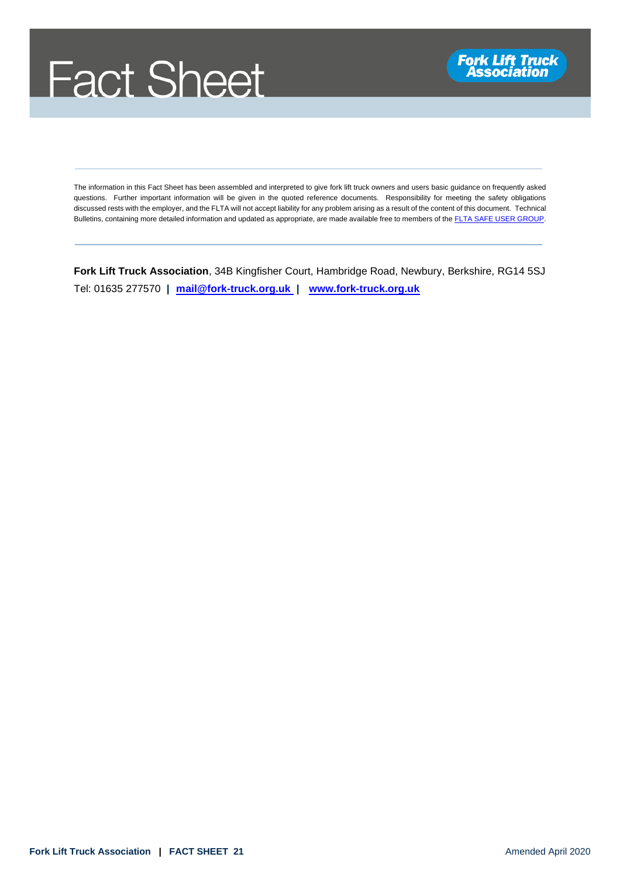# Fact Sheet

The information in this Fact Sheet has been assembled and interpreted to give fork lift truck owners and users basic guidance on frequently asked questions. Further important information will be given in the quoted reference documents. Responsibility for meeting the safety obligations discussed rests with the employer, and the FLTA will not accept liability for any problem arising as a result of the content of this document. Technical Bulletins, containing more detailed information and updated as appropriate, are made available free to members of the FLTA SAFE USER GROUP.

---

**Fork Lift Truck Association**, 34B Kingfisher Court, Hambridge Road, Newbury, Berkshire, RG14 5SJ
Tel: 01635 277570 **|** **mail@fork-truck.org.uk** **|** **www.fork-truck.org.uk**